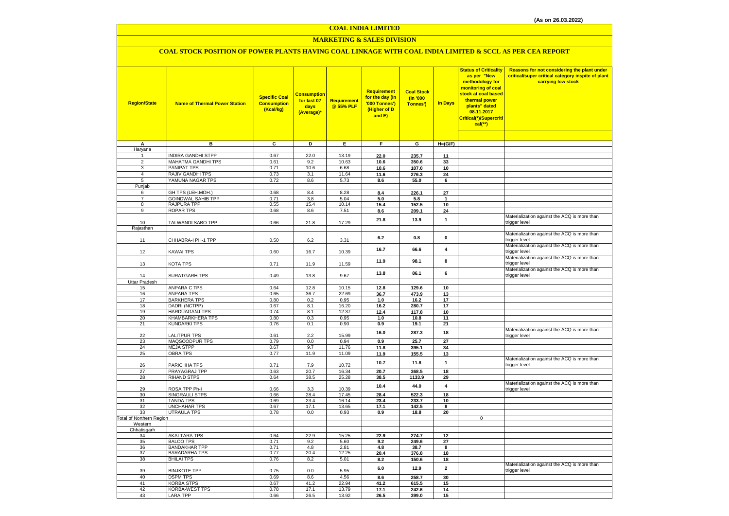(As on 26.03.2022)

# COAL INDIA LIMITED

## MARKETING & SALES DIVISION

### COAL STOCK POSITION OF POWER PLANTS HAVING COAL LINKAGE WITH COAL INDIA LIMITED & SCCL AS PER CEA REPORT

| Region/State | Name of Thermal Power Station | Specific Coal Consumption (Kcal/kg) | Consumption for last 07 days (Average)* | Requirement @ 55% PLF | Requirement for the day (In '000 Tonnes') (Higher of D and E) | Coal Stock (In '000 Tonnes') | In Days | Status of Criticality as per "New methodology for monitoring of coal stock at coal based thermal power plants" dated 08.11.2017 Critical(*)/Supercritical(**) | Reasons for not considering the plant under critical/super critical category inspite of plant carrying low stock |
|---|---|---|---|---|---|---|---|---|---|
| A | B | C | D | E | F | G | H=(G/F) | | |
| Haryana | | | | | | | | | |
| 1 | INDIRA GANDHI STPP | 0.67 | 22.0 | 13.19 | 22.0 | 235.7 | 11 | | |
| 2 | MAHATMA GANDHI TPS | 0.61 | 9.2 | 10.63 | 10.6 | 350.6 | 33 | | |
| 3 | PANIPAT TPS | 0.71 | 10.6 | 6.68 | 10.6 | 107.0 | 10 | | |
| 4 | RAJIV GANDHI TPS | 0.73 | 3.1 | 11.64 | 11.6 | 276.3 | 24 | | |
| 5 | YAMUNA NAGAR TPS | 0.72 | 8.6 | 5.73 | 8.6 | 55.0 | 6 | | |
| Punjab | | | | | | | | | |
| 6 | GH TPS (LEH.MOH.) | 0.68 | 8.4 | 8.28 | 8.4 | 226.1 | 27 | | |
| 7 | GOINDWAL SAHIB TPP | 0.71 | 3.8 | 5.04 | 5.0 | 5.8 | 1 | | |
| 8 | RAJPURA TPP | 0.55 | 15.4 | 10.14 | 15.4 | 152.5 | 10 | | |
| 9 | ROPAR TPS | 0.68 | 8.6 | 7.51 | 8.6 | 209.1 | 24 | | |
| 10 | TALWANDI SABO TPP | 0.66 | 21.8 | 17.29 | 21.8 | 13.9 | 1 | | Materialization against the ACQ is more than trigger level |
| Rajasthan | | | | | | | | | |
| 11 | CHHABRA-I PH-1 TPP | 0.50 | 6.2 | 3.31 | 6.2 | 0.8 | 0 | | Materialization against the ACQ is more than trigger level |
| 12 | KAWAI TPS | 0.60 | 16.7 | 10.39 | 16.7 | 66.6 | 4 | | Materialization against the ACQ is more than trigger level |
| 13 | KOTA TPS | 0.71 | 11.9 | 11.59 | 11.9 | 98.1 | 8 | | Materialization against the ACQ is more than trigger level |
| 14 | SURATGARH TPS | 0.49 | 13.8 | 9.67 | 13.8 | 86.1 | 6 | | Materialization against the ACQ is more than trigger level |
| Uttar Pradesh | | | | | | | | | |
| 15 | ANPARA C TPS | 0.64 | 12.8 | 10.15 | 12.8 | 129.6 | 10 | | |
| 16 | ANPARA TPS | 0.65 | 36.7 | 22.69 | 36.7 | 473.9 | 13 | | |
| 17 | BARKHERA TPS | 0.80 | 0.2 | 0.95 | 1.0 | 16.2 | 17 | | |
| 18 | DADRI (NCTPP) | 0.67 | 8.1 | 16.20 | 16.2 | 280.7 | 17 | | |
| 19 | HARDUAGANJ TPS | 0.74 | 8.1 | 12.37 | 12.4 | 117.8 | 10 | | |
| 20 | KHAMBARKHERA TPS | 0.80 | 0.3 | 0.95 | 1.0 | 10.8 | 11 | | |
| 21 | KUNDARKI TPS | 0.76 | 0.1 | 0.90 | 0.9 | 19.1 | 21 | | |
| 22 | LALITPUR TPS | 0.61 | 2.2 | 15.99 | 16.0 | 287.3 | 18 | | Materialization against the ACQ is more than trigger level |
| 23 | MAQSOODPUR TPS | 0.79 | 0.0 | 0.94 | 0.9 | 25.7 | 27 | | |
| 24 | MEJA STPP | 0.67 | 9.7 | 11.76 | 11.8 | 395.1 | 34 | | |
| 25 | OBRA TPS | 0.77 | 11.9 | 11.09 | 11.9 | 155.5 | 13 | | |
| 26 | PARICHHA TPS | 0.71 | 7.9 | 10.72 | 10.7 | 11.8 | 1 | | Materialization against the ACQ is more than trigger level |
| 27 | PRAYAGRAJ TPP | 0.63 | 20.7 | 16.34 | 20.7 | 368.5 | 18 | | |
| 28 | RIHAND STPS | 0.64 | 38.5 | 25.28 | 38.5 | 1133.9 | 29 | | |
| 29 | ROSA TPP Ph-I | 0.66 | 3.3 | 10.39 | 10.4 | 44.0 | 4 | | Materialization against the ACQ is more than trigger level |
| 30 | SINGRAULI STPS | 0.66 | 28.4 | 17.45 | 28.4 | 522.3 | 18 | | |
| 31 | TANDA TPS | 0.69 | 23.4 | 16.14 | 23.4 | 233.7 | 10 | | |
| 32 | UNCHAHAR TPS | 0.67 | 17.1 | 13.65 | 17.1 | 142.5 | 8 | | |
| 33 | UTRAULA TPS | 0.78 | 0.0 | 0.93 | 0.9 | 18.8 | 20 | | |
| Total of Northern Region | | | | | | | | 0 | |
| Western | | | | | | | | | |
| Chhatisgarh | | | | | | | | | |
| 34 | AKALTARA TPS | 0.64 | 22.9 | 15.25 | 22.9 | 274.7 | 12 | | |
| 35 | BALCO TPS | 0.71 | 9.2 | 5.60 | 9.2 | 249.6 | 27 | | |
| 36 | BANDAKHAR TPP | 0.71 | 4.8 | 2.81 | 4.8 | 38.7 | 8 | | |
| 37 | BARADARHA TPS | 0.77 | 20.4 | 12.25 | 20.4 | 376.8 | 18 | | |
| 38 | BHILAI TPS | 0.76 | 8.2 | 5.01 | 8.2 | 150.6 | 18 | | |
| 39 | BINJKOTE TPP | 0.75 | 0.0 | 5.95 | 6.0 | 12.9 | 2 | | Materialization against the ACQ is more than trigger level |
| 40 | DSPM TPS | 0.69 | 8.6 | 4.56 | 8.6 | 258.7 | 30 | | |
| 41 | KORBA STPS | 0.67 | 41.2 | 22.94 | 41.2 | 615.5 | 15 | | |
| 42 | KORBA-WEST TPS | 0.78 | 17.1 | 13.79 | 17.1 | 242.6 | 14 | | |
| 43 | LARA TPP | 0.66 | 26.5 | 13.92 | 26.5 | 399.0 | 15 | | |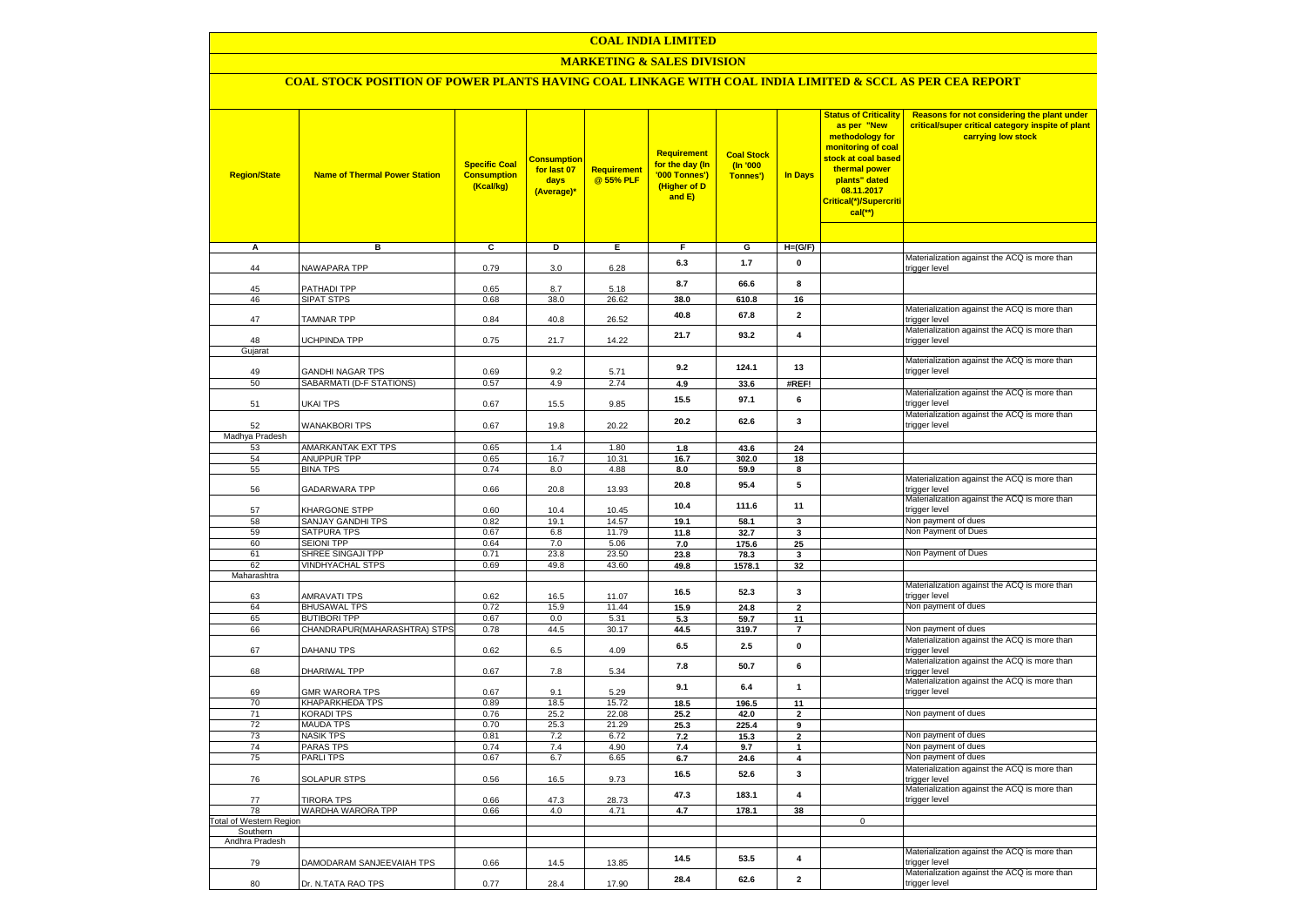# COAL INDIA LIMITED

## MARKETING & SALES DIVISION

### COAL STOCK POSITION OF POWER PLANTS HAVING COAL LINKAGE WITH COAL INDIA LIMITED & SCCL AS PER CEA REPORT

| Region/State | Name of Thermal Power Station | Specific Coal Consumption (Kcal/kg) | Consumption for last 07 days (Average)* | Requirement @ 55% PLF | Requirement for the day (In '000 Tonnes') (Higher of D and E) | Coal Stock (In '000 Tonnes') | In Days | Status of Criticality as per "New methodology for monitoring of coal stock at coal based thermal power plants" dated 08.11.2017 Critical(*)/Supercritical(**) | Reasons for not considering the plant under critical/super critical category inspite of plant carrying low stock |
|---|---|---|---|---|---|---|---|---|---|
| A | B | C | D | E | F | G | H=(G/F) | | |
| 44 | NAWAPARA TPP | 0.79 | 3.0 | 6.28 | 6.3 | 1.7 | 0 | | Materialization against the ACQ is more than trigger level |
| 45 | PATHADI TPP | 0.65 | 8.7 | 5.18 | 8.7 | 66.6 | 8 | | |
| 46 | SIPAT STPS | 0.68 | 38.0 | 26.62 | 38.0 | 610.8 | 16 | | |
| 47 | TAMNAR TPP | 0.84 | 40.8 | 26.52 | 40.8 | 67.8 | 2 | | Materialization against the ACQ is more than trigger level |
| 48 | UCHPINDA TPP | 0.75 | 21.7 | 14.22 | 21.7 | 93.2 | 4 | | Materialization against the ACQ is more than trigger level |
| Gujarat | | | | | | | | | |
| 49 | GANDHI NAGAR TPS | 0.69 | 9.2 | 5.71 | 9.2 | 124.1 | 13 | | Materialization against the ACQ is more than trigger level |
| 50 | SABARMATI (D-F STATIONS) | 0.57 | 4.9 | 2.74 | 4.9 | 33.6 | #REF! | | |
| 51 | UKAI TPS | 0.67 | 15.5 | 9.85 | 15.5 | 97.1 | 6 | | Materialization against the ACQ is more than trigger level |
| 52 | WANAKBORI TPS | 0.67 | 19.8 | 20.22 | 20.2 | 62.6 | 3 | | Materialization against the ACQ is more than trigger level |
| Madhya Pradesh | | | | | | | | | |
| 53 | AMARKANTAK EXT TPS | 0.65 | 1.4 | 1.80 | 1.8 | 43.6 | 24 | | |
| 54 | ANUPPUR TPP | 0.65 | 16.7 | 10.31 | 16.7 | 302.0 | 18 | | |
| 55 | BINA TPS | 0.74 | 8.0 | 4.88 | 8.0 | 59.9 | 8 | | |
| 56 | GADARWARA TPP | 0.66 | 20.8 | 13.93 | 20.8 | 95.4 | 5 | | Materialization against the ACQ is more than trigger level |
| 57 | KHARGONE STPP | 0.60 | 10.4 | 10.45 | 10.4 | 111.6 | 11 | | Materialization against the ACQ is more than trigger level |
| 58 | SANJAY GANDHI TPS | 0.82 | 19.1 | 14.57 | 19.1 | 58.1 | 3 | | Non payment of dues |
| 59 | SATPURA TPS | 0.67 | 6.8 | 11.79 | 11.8 | 32.7 | 3 | | Non Payment of Dues |
| 60 | SEIONI TPP | 0.64 | 7.0 | 5.06 | 7.0 | 175.6 | 25 | | |
| 61 | SHREE SINGAJI TPP | 0.71 | 23.8 | 23.50 | 23.8 | 78.3 | 3 | | Non Payment of Dues |
| 62 | VINDHYACHAL STPS | 0.69 | 49.8 | 43.60 | 49.8 | 1578.1 | 32 | | |
| Maharashtra | | | | | | | | | |
| 63 | AMRAVATI TPS | 0.62 | 16.5 | 11.07 | 16.5 | 52.3 | 3 | | Materialization against the ACQ is more than trigger level |
| 64 | BHUSAWAL TPS | 0.72 | 15.9 | 11.44 | 15.9 | 24.8 | 2 | | Non payment of dues |
| 65 | BUTIBORI TPP | 0.67 | 0.0 | 5.31 | 5.3 | 59.7 | 11 | | |
| 66 | CHANDRAPUR(MAHARASHTRA) STPS | 0.78 | 44.5 | 30.17 | 44.5 | 319.7 | 7 | | Non payment of dues |
| 67 | DAHANU TPS | 0.62 | 6.5 | 4.09 | 6.5 | 2.5 | 0 | | Materialization against the ACQ is more than trigger level |
| 68 | DHARIWAL TPP | 0.67 | 7.8 | 5.34 | 7.8 | 50.7 | 6 | | Materialization against the ACQ is more than trigger level |
| 69 | GMR WARORA TPS | 0.67 | 9.1 | 5.29 | 9.1 | 6.4 | 1 | | Materialization against the ACQ is more than trigger level |
| 70 | KHAPARKHEDA TPS | 0.89 | 18.5 | 15.72 | 18.5 | 196.5 | 11 | | |
| 71 | KORADI TPS | 0.76 | 25.2 | 22.08 | 25.2 | 42.0 | 2 | | Non payment of dues |
| 72 | MAUDA TPS | 0.70 | 25.3 | 21.29 | 25.3 | 225.4 | 9 | | |
| 73 | NASIK TPS | 0.81 | 7.2 | 6.72 | 7.2 | 15.3 | 2 | | Non payment of dues |
| 74 | PARAS TPS | 0.74 | 7.4 | 4.90 | 7.4 | 9.7 | 1 | | Non payment of dues |
| 75 | PARLI TPS | 0.67 | 6.7 | 6.65 | 6.7 | 24.6 | 4 | | Non payment of dues |
| 76 | SOLAPUR STPS | 0.56 | 16.5 | 9.73 | 16.5 | 52.6 | 3 | | Materialization against the ACQ is more than trigger level |
| 77 | TIRORA TPS | 0.66 | 47.3 | 28.73 | 47.3 | 183.1 | 4 | | Materialization against the ACQ is more than trigger level |
| 78 | WARDHA WARORA TPP | 0.66 | 4.0 | 4.71 | 4.7 | 178.1 | 38 | | |
| Total of Western Region | | | | | | | | 0 | |
| Southern | | | | | | | | | |
| Andhra Pradesh | | | | | | | | | |
| 79 | DAMODARAM SANJEEVAIAH TPS | 0.66 | 14.5 | 13.85 | 14.5 | 53.5 | 4 | | Materialization against the ACQ is more than trigger level |
| 80 | Dr. N.TATA RAO TPS | 0.77 | 28.4 | 17.90 | 28.4 | 62.6 | 2 | | Materialization against the ACQ is more than trigger level |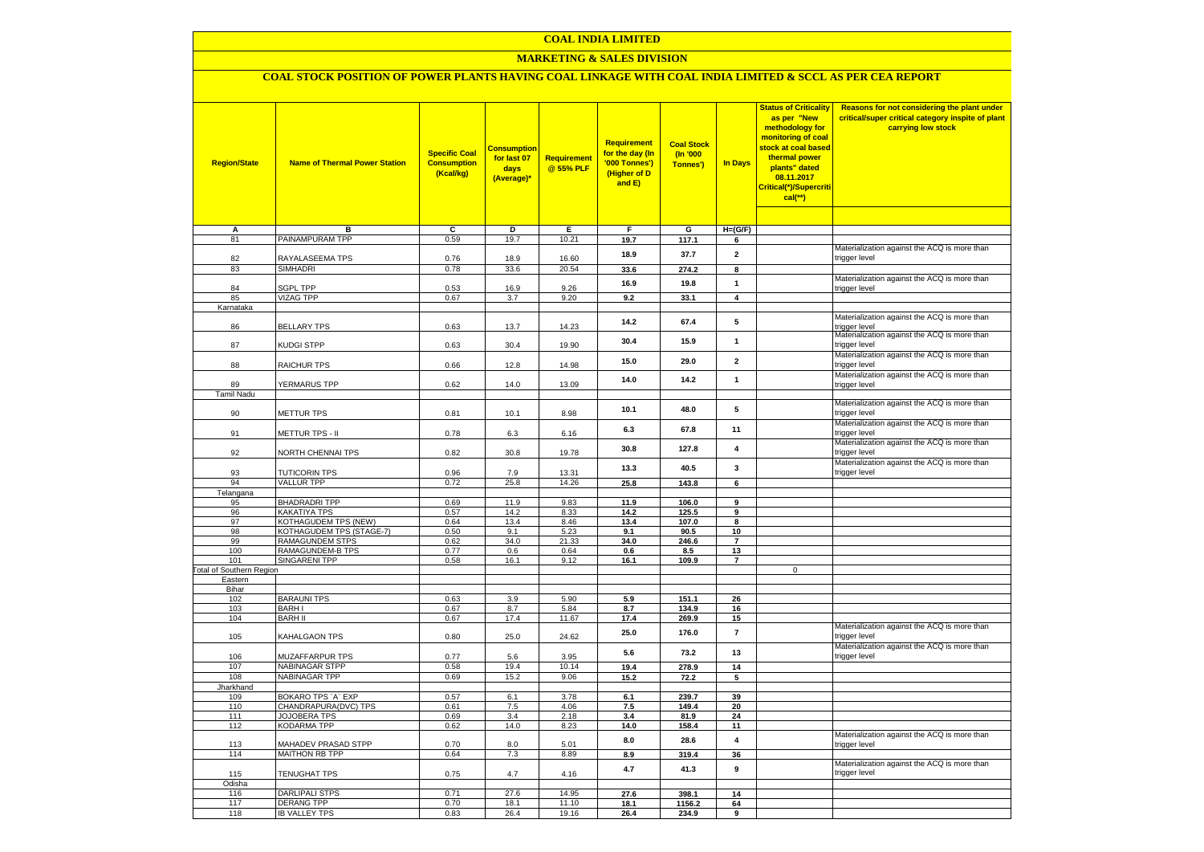# COAL INDIA LIMITED

## MARKETING & SALES DIVISION

### COAL STOCK POSITION OF POWER PLANTS HAVING COAL LINKAGE WITH COAL INDIA LIMITED & SCCL AS PER CEA REPORT

| Region/State | Name of Thermal Power Station | Specific Coal Consumption (Kcal/kg) | Consumption for last 07 days (Average)* | Requirement @ 55% PLF | Requirement for the day (In '000 Tonnes') (Higher of D and E) | Coal Stock (In '000 Tonnes') | In Days | Status of Criticality as per "New methodology for monitoring of coal stock at coal based thermal power plants" dated 08.11.2017 Critical(*)/Supercritical(**) | Reasons for not considering the plant under critical/super critical category inspite of plant carrying low stock |
|---|---|---|---|---|---|---|---|---|---|
| A | B | C | D | E | F | G | H=(G/F) | | |
| 81 | PAINAMPURAM TPP | 0.59 | 19.7 | 10.21 | 19.7 | 117.1 | 6 | | |
| 82 | RAYALASEEMA TPS | 0.76 | 18.9 | 16.60 | 18.9 | 37.7 | 2 | | Materialization against the ACQ is more than trigger level |
| 83 | SIMHADRI | 0.78 | 33.6 | 20.54 | 33.6 | 274.2 | 8 | | |
| 84 | SGPL TPP | 0.53 | 16.9 | 9.26 | 16.9 | 19.8 | 1 | | Materialization against the ACQ is more than trigger level |
| 85 | VIZAG TPP | 0.67 | 3.7 | 9.20 | 9.2 | 33.1 | 4 | | |
| Karnataka | | | | | | | | | |
| 86 | BELLARY TPS | 0.63 | 13.7 | 14.23 | 14.2 | 67.4 | 5 | | Materialization against the ACQ is more than trigger level |
| 87 | KUDGI STPP | 0.63 | 30.4 | 19.90 | 30.4 | 15.9 | 1 | | Materialization against the ACQ is more than trigger level |
| 88 | RAICHUR TPS | 0.66 | 12.8 | 14.98 | 15.0 | 29.0 | 2 | | Materialization against the ACQ is more than trigger level |
| 89 | YERMARUS TPP | 0.62 | 14.0 | 13.09 | 14.0 | 14.2 | 1 | | Materialization against the ACQ is more than trigger level |
| Tamil Nadu | | | | | | | | | |
| 90 | METTUR TPS | 0.81 | 10.1 | 8.98 | 10.1 | 48.0 | 5 | | Materialization against the ACQ is more than trigger level |
| 91 | METTUR TPS - II | 0.78 | 6.3 | 6.16 | 6.3 | 67.8 | 11 | | Materialization against the ACQ is more than trigger level |
| 92 | NORTH CHENNAI TPS | 0.82 | 30.8 | 19.78 | 30.8 | 127.8 | 4 | | Materialization against the ACQ is more than trigger level |
| 93 | TUTICORIN TPS | 0.96 | 7.9 | 13.31 | 13.3 | 40.5 | 3 | | Materialization against the ACQ is more than trigger level |
| 94 | VALLUR TPP | 0.72 | 25.8 | 14.26 | 25.8 | 143.8 | 6 | | |
| Telangana | | | | | | | | | |
| 95 | BHADRADRI TPP | 0.69 | 11.9 | 9.83 | 11.9 | 106.0 | 9 | | |
| 96 | KAKATIYA TPS | 0.57 | 14.2 | 8.33 | 14.2 | 125.5 | 9 | | |
| 97 | KOTHAGUDEM TPS (NEW) | 0.64 | 13.4 | 8.46 | 13.4 | 107.0 | 8 | | |
| 98 | KOTHAGUDEM TPS (STAGE-7) | 0.50 | 9.1 | 5.23 | 9.1 | 90.5 | 10 | | |
| 99 | RAMAGUNDEM STPS | 0.62 | 34.0 | 21.33 | 34.0 | 246.6 | 7 | | |
| 100 | RAMAGUNDEM-B TPS | 0.77 | 0.6 | 0.64 | 0.6 | 8.5 | 13 | | |
| 101 | SINGARENI TPP | 0.58 | 16.1 | 9.12 | 16.1 | 109.9 | 7 | | |
| Total of Southern Region | | | | | | | | 0 | |
| Eastern | | | | | | | | | |
| Bihar | | | | | | | | | |
| 102 | BARAUNI TPS | 0.63 | 3.9 | 5.90 | 5.9 | 151.1 | 26 | | |
| 103 | BARH I | 0.67 | 8.7 | 5.84 | 8.7 | 134.9 | 16 | | |
| 104 | BARH II | 0.67 | 17.4 | 11.67 | 17.4 | 269.9 | 15 | | |
| 105 | KAHALGAON TPS | 0.80 | 25.0 | 24.62 | 25.0 | 176.0 | 7 | | Materialization against the ACQ is more than trigger level |
| 106 | MUZAFFARPUR TPS | 0.77 | 5.6 | 3.95 | 5.6 | 73.2 | 13 | | Materialization against the ACQ is more than trigger level |
| 107 | NABINAGAR STPP | 0.58 | 19.4 | 10.14 | 19.4 | 278.9 | 14 | | |
| 108 | NABINAGAR TPP | 0.69 | 15.2 | 9.06 | 15.2 | 72.2 | 5 | | |
| Jharkhand | | | | | | | | | |
| 109 | BOKARO TPS `A` EXP | 0.57 | 6.1 | 3.78 | 6.1 | 239.7 | 39 | | |
| 110 | CHANDRAPURA(DVC) TPS | 0.61 | 7.5 | 4.06 | 7.5 | 149.4 | 20 | | |
| 111 | JOJOBERA TPS | 0.69 | 3.4 | 2.18 | 3.4 | 81.9 | 24 | | |
| 112 | KODARMA TPP | 0.62 | 14.0 | 8.23 | 14.0 | 158.4 | 11 | | |
| 113 | MAHADEV PRASAD STPP | 0.70 | 8.0 | 5.01 | 8.0 | 28.6 | 4 | | Materialization against the ACQ is more than trigger level |
| 114 | MAITHON RB TPP | 0.64 | 7.3 | 8.89 | 8.9 | 319.4 | 36 | | |
| 115 | TENUGHAT TPS | 0.75 | 4.7 | 4.16 | 4.7 | 41.3 | 9 | | Materialization against the ACQ is more than trigger level |
| Odisha | | | | | | | | | |
| 116 | DARLIPALI STPS | 0.71 | 27.6 | 14.95 | 27.6 | 398.1 | 14 | | |
| 117 | DERANG TPP | 0.70 | 18.1 | 11.10 | 18.1 | 1156.2 | 64 | | |
| 118 | IB VALLEY TPS | 0.83 | 26.4 | 19.16 | 26.4 | 234.9 | 9 | | |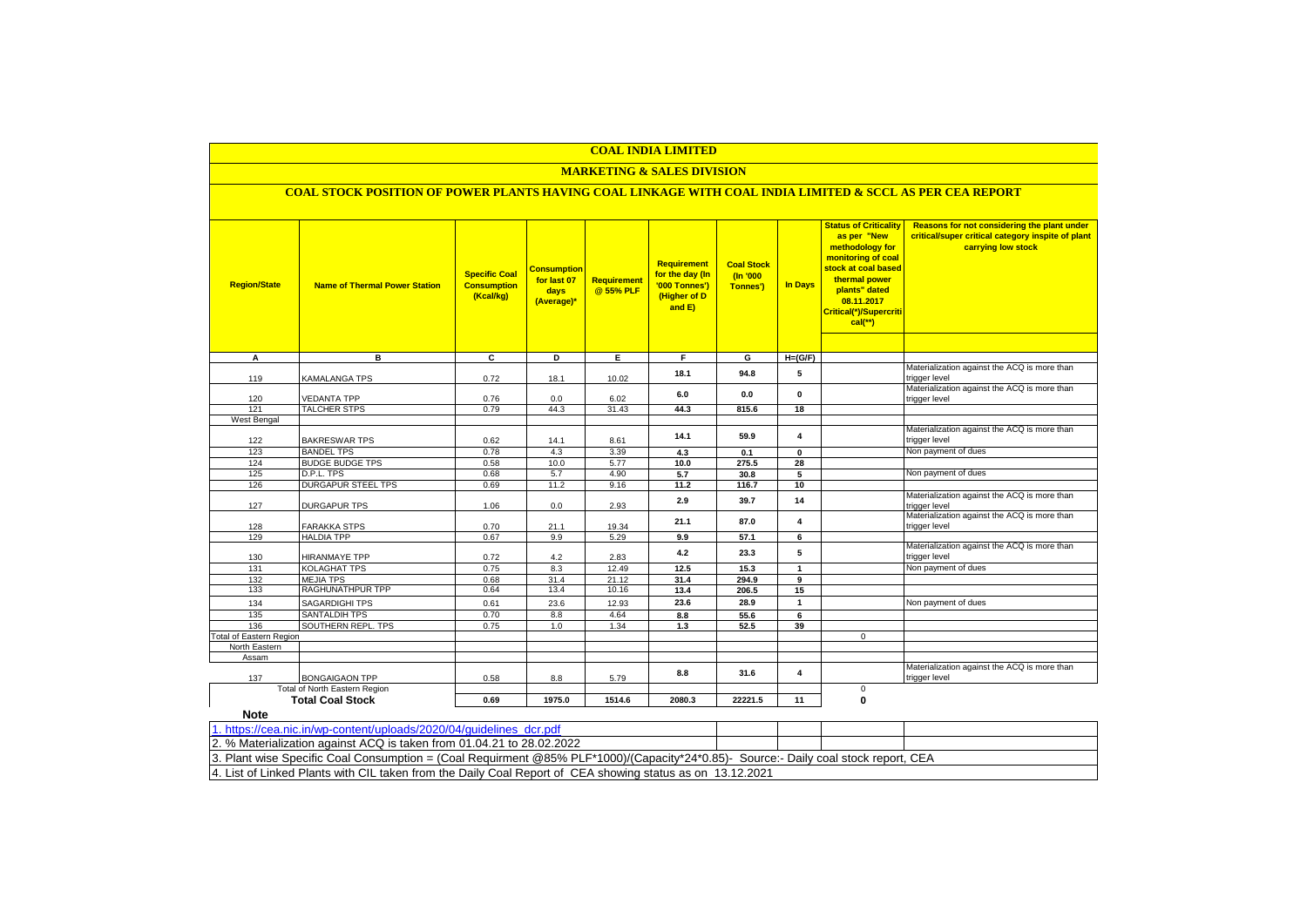# COAL INDIA LIMITED

## MARKETING & SALES DIVISION

### COAL STOCK POSITION OF POWER PLANTS HAVING COAL LINKAGE WITH COAL INDIA LIMITED & SCCL AS PER CEA REPORT

| Region/State | Name of Thermal Power Station | Specific Coal Consumption (Kcal/kg) | Consumption for last 07 days (Average)* | Requirement @ 55% PLF | Requirement for the day (In '000 Tonnes') (Higher of D and E) | Coal Stock (In '000 Tonnes') | In Days | Status of Criticality as per "New methodology for monitoring of coal stock at coal based thermal power plants" dated 08.11.2017 Critical(*)/Supercritical(**) | Reasons for not considering the plant under critical/super critical category inspite of plant carrying low stock |
|---|---|---|---|---|---|---|---|---|---|
| A | B | C | D | E | F | G | H=(G/F) | | |
| 119 | KAMALANGA TPS | 0.72 | 18.1 | 10.02 | 18.1 | 94.8 | 5 | | Materialization against the ACQ is more than trigger level |
| 120 | VEDANTA TPP | 0.76 | 0.0 | 6.02 | 6.0 | 0.0 | 0 | | Materialization against the ACQ is more than trigger level |
| 121 | TALCHER STPS | 0.79 | 44.3 | 31.43 | 44.3 | 815.6 | 18 | | |
| West Bengal | | | | | | | | | |
| 122 | BAKRESWAR TPS | 0.62 | 14.1 | 8.61 | 14.1 | 59.9 | 4 | | Materialization against the ACQ is more than trigger level |
| 123 | BANDEL TPS | 0.78 | 4.3 | 3.39 | 4.3 | 0.1 | 0 | | Non payment of dues |
| 124 | BUDGE BUDGE TPS | 0.58 | 10.0 | 5.77 | 10.0 | 275.5 | 28 | | |
| 125 | D.P.L. TPS | 0.68 | 5.7 | 4.90 | 5.7 | 30.8 | 5 | | Non payment of dues |
| 126 | DURGAPUR STEEL TPS | 0.69 | 11.2 | 9.16 | 11.2 | 116.7 | 10 | | |
| 127 | DURGAPUR TPS | 1.06 | 0.0 | 2.93 | 2.9 | 39.7 | 14 | | Materialization against the ACQ is more than trigger level |
| 128 | FARAKKA STPS | 0.70 | 21.1 | 19.34 | 21.1 | 87.0 | 4 | | Materialization against the ACQ is more than trigger level |
| 129 | HALDIA TPP | 0.67 | 9.9 | 5.29 | 9.9 | 57.1 | 6 | | |
| 130 | HIRANMAYE TPP | 0.72 | 4.2 | 2.83 | 4.2 | 23.3 | 5 | | Materialization against the ACQ is more than trigger level |
| 131 | KOLAGHAT TPS | 0.75 | 8.3 | 12.49 | 12.5 | 15.3 | 1 | | Non payment of dues |
| 132 | MEJIA TPS | 0.68 | 31.4 | 21.12 | 31.4 | 294.9 | 9 | | |
| 133 | RAGHUNATHPUR TPP | 0.64 | 13.4 | 10.16 | 13.4 | 206.5 | 15 | | |
| 134 | SAGARDIGHI TPS | 0.61 | 23.6 | 12.93 | 23.6 | 28.9 | 1 | | Non payment of dues |
| 135 | SANTALDIH TPS | 0.70 | 8.8 | 4.64 | 8.8 | 55.6 | 6 | | |
| 136 | SOUTHERN REPL. TPS | 0.75 | 1.0 | 1.34 | 1.3 | 52.5 | 39 | | |
| Total of Eastern Region | | | | | | | | 0 | |
| North Eastern | | | | | | | | | |
| Assam | | | | | | | | | |
| 137 | BONGAIGAON TPP | 0.58 | 8.8 | 5.79 | 8.8 | 31.6 | 4 | | Materialization against the ACQ is more than trigger level |
| Total of North Eastern Region | | | | | | | | 0 | |
| Total Coal Stock | | 0.69 | 1975.0 | 1514.6 | 2080.3 | 22221.5 | 11 | 0 | |

**Note**

1. https://cea.nic.in/wp-content/uploads/2020/04/guidelines_dcr.pdf
2. % Materialization against ACQ is taken from 01.04.21 to 28.02.2022
3. Plant wise Specific Coal Consumption = (Coal Requirment @85% PLF*1000)/(Capacity*24*0.85)- Source:- Daily coal stock report, CEA
4. List of Linked Plants with CIL taken from the Daily Coal Report of CEA showing status as on 13.12.2021